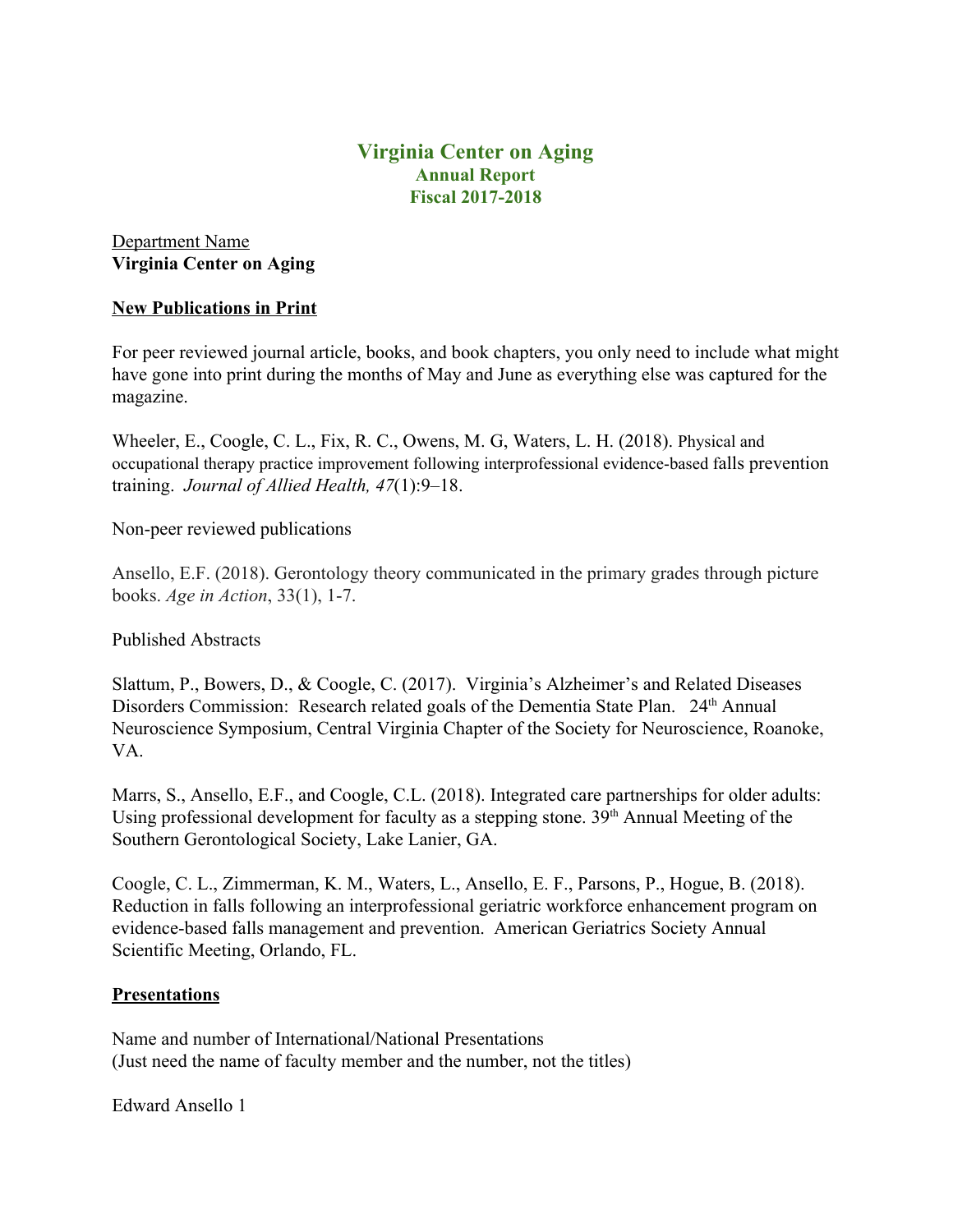# Virginia Center on Aging
## Annual Report
## Fiscal 2017-2018

Department Name
**Virginia Center on Aging**

**New Publications in Print**

For peer reviewed journal article, books, and book chapters, you only need to include what might have gone into print during the months of May and June as everything else was captured for the magazine.

Wheeler, E., Coogle, C. L., Fix, R. C., Owens, M. G, Waters, L. H. (2018). Physical and occupational therapy practice improvement following interprofessional evidence-based falls prevention training. *Journal of Allied Health, 47*(1):9–18.

Non-peer reviewed publications

Ansello, E.F. (2018). Gerontology theory communicated in the primary grades through picture books. *Age in Action*, 33(1), 1-7.

Published Abstracts

Slattum, P., Bowers, D., & Coogle, C. (2017). Virginia's Alzheimer's and Related Diseases Disorders Commission: Research related goals of the Dementia State Plan. 24th Annual Neuroscience Symposium, Central Virginia Chapter of the Society for Neuroscience, Roanoke, VA.

Marrs, S., Ansello, E.F., and Coogle, C.L. (2018). Integrated care partnerships for older adults: Using professional development for faculty as a stepping stone. 39th Annual Meeting of the Southern Gerontological Society, Lake Lanier, GA.

Coogle, C. L., Zimmerman, K. M., Waters, L., Ansello, E. F., Parsons, P., Hogue, B. (2018). Reduction in falls following an interprofessional geriatric workforce enhancement program on evidence-based falls management and prevention. American Geriatrics Society Annual Scientific Meeting, Orlando, FL.

**Presentations**

Name and number of International/National Presentations
(Just need the name of faculty member and the number, not the titles)

Edward Ansello 1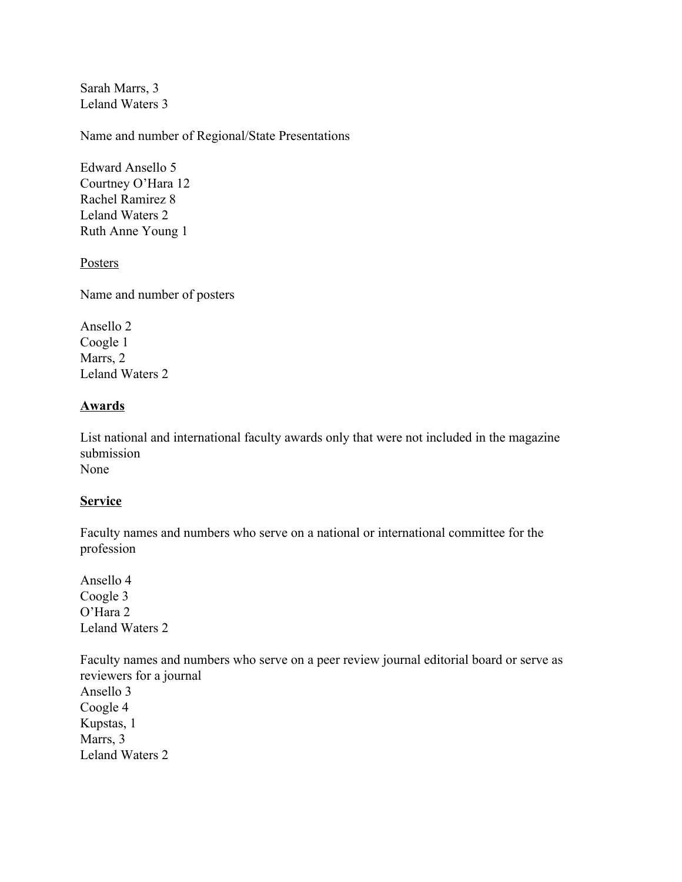Sarah Marrs, 3
Leland Waters 3

Name and number of Regional/State Presentations

Edward Ansello 5
Courtney O'Hara 12
Rachel Ramirez 8
Leland Waters 2
Ruth Anne Young 1

<u>Posters</u>

Name and number of posters

Ansello 2
Coogle 1
Marrs, 2
Leland Waters 2

## **<u>Awards</u>**

List national and international faculty awards only that were not included in the magazine submission
None

## **<u>Service</u>**

Faculty names and numbers who serve on a national or international committee for the profession

Ansello 4
Coogle 3
O'Hara 2
Leland Waters 2

Faculty names and numbers who serve on a peer review journal editorial board or serve as reviewers for a journal
Ansello 3
Coogle 4
Kupstas, 1
Marrs, 3
Leland Waters 2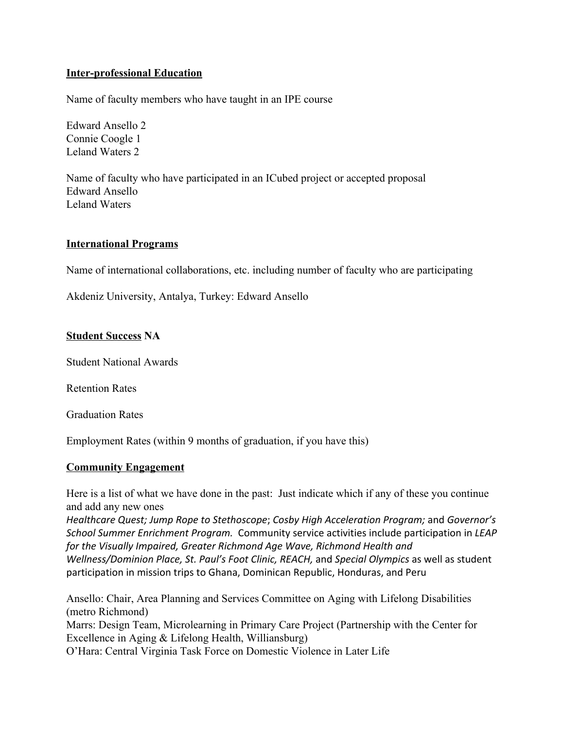**Inter-professional Education**

Name of faculty members who have taught in an IPE course

Edward Ansello 2
Connie Coogle 1
Leland Waters 2

Name of faculty who have participated in an ICubed project or accepted proposal
Edward Ansello
Leland Waters

**International Programs**

Name of international collaborations, etc. including number of faculty who are participating

Akdeniz University, Antalya, Turkey: Edward Ansello

**Student Success** **NA**

Student National Awards

Retention Rates

Graduation Rates

Employment Rates (within 9 months of graduation, if you have this)

**Community Engagement**

Here is a list of what we have done in the past: Just indicate which if any of these you continue and add any new ones
*Healthcare Quest; Jump Rope to Stethoscope*; *Cosby High Acceleration Program;* and *Governor's School Summer Enrichment Program.* Community service activities include participation in *LEAP for the Visually Impaired, Greater Richmond Age Wave, Richmond Health and Wellness/Dominion Place, St. Paul's Foot Clinic, REACH,* and *Special Olympics* as well as student participation in mission trips to Ghana, Dominican Republic, Honduras, and Peru

Ansello: Chair, Area Planning and Services Committee on Aging with Lifelong Disabilities (metro Richmond)
Marrs: Design Team, Microlearning in Primary Care Project (Partnership with the Center for Excellence in Aging & Lifelong Health, Williansburg)
O'Hara: Central Virginia Task Force on Domestic Violence in Later Life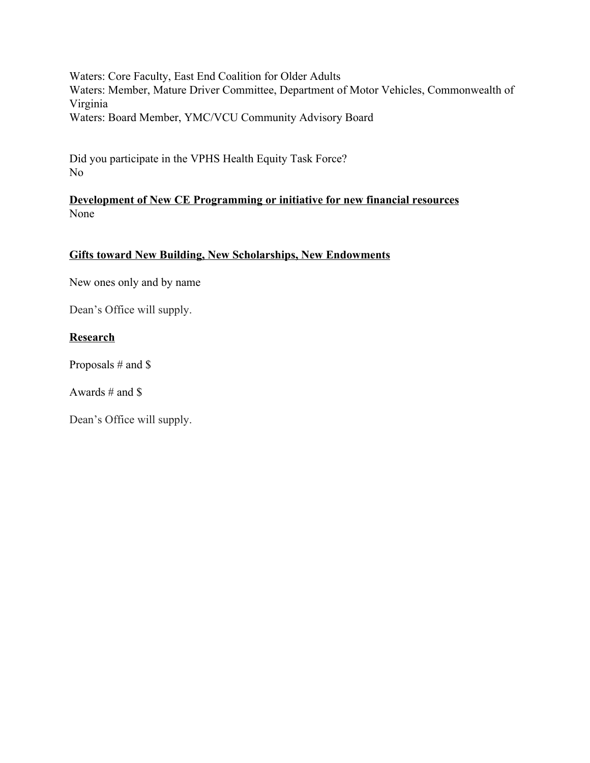Waters: Core Faculty, East End Coalition for Older Adults
Waters: Member, Mature Driver Committee, Department of Motor Vehicles, Commonwealth of Virginia
Waters: Board Member, YMC/VCU Community Advisory Board

Did you participate in the VPHS Health Equity Task Force?
No

**<u>Development of New CE Programming or initiative for new financial resources</u>**
None

**<u>Gifts toward New Building, New Scholarships, New Endowments</u>**

New ones only and by name

Dean's Office will supply.

**<u>Research</u>**

Proposals # and $

Awards # and $

Dean's Office will supply.